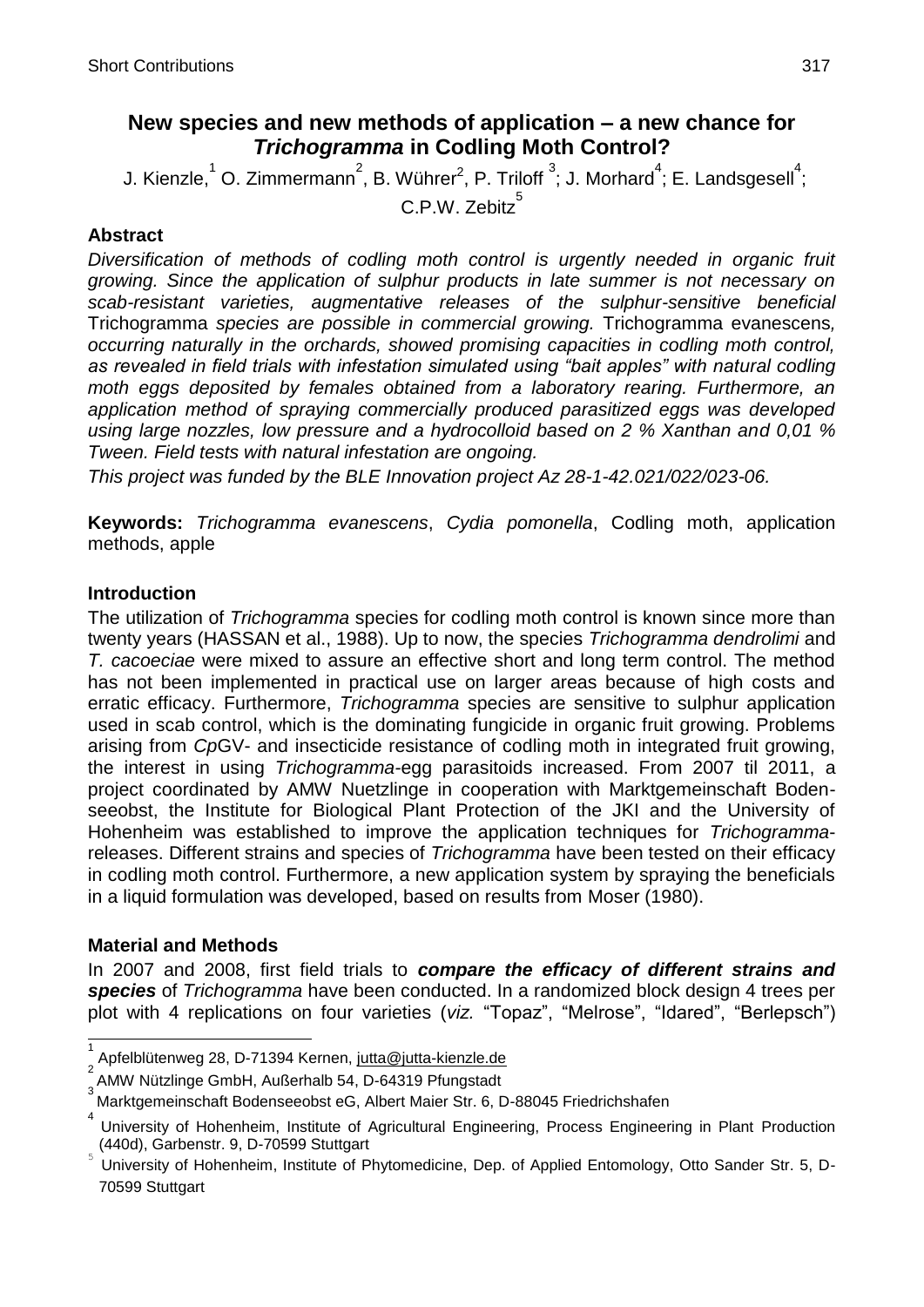# New species and new methods of application – a new chance for *Trichogramma* in Codling Moth Control?

J. Kienzle,[1] O. Zimmermann[2], B. Wührer[2], P. Triloff [3]; J. Morhard[4]; E. Landsgesell[4]; C.P.W. Zebitz[5]

## Abstract

*Diversification of methods of codling moth control is urgently needed in organic fruit growing. Since the application of sulphur products in late summer is not necessary on scab-resistant varieties, augmentative releases of the sulphur-sensitive beneficial* Trichogramma *species are possible in commercial growing.* Trichogramma evanescens*, occurring naturally in the orchards, showed promising capacities in codling moth control, as revealed in field trials with infestation simulated using "bait apples" with natural codling moth eggs deposited by females obtained from a laboratory rearing. Furthermore, an application method of spraying commercially produced parasitized eggs was developed using large nozzles, low pressure and a hydrocolloid based on 2 % Xanthan and 0,01 % Tween. Field tests with natural infestation are ongoing.*

*This project was funded by the BLE Innovation project Az 28-1-42.021/022/023-06.*

**Keywords:** *Trichogramma evanescens*, *Cydia pomonella*, Codling moth, application methods, apple

## Introduction

The utilization of *Trichogramma* species for codling moth control is known since more than twenty years (HASSAN et al., 1988). Up to now, the species *Trichogramma dendrolimi* and *T. cacoeciae* were mixed to assure an effective short and long term control. The method has not been implemented in practical use on larger areas because of high costs and erratic efficacy. Furthermore, *Trichogramma* species are sensitive to sulphur application used in scab control, which is the dominating fungicide in organic fruit growing. Problems arising from *Cp*GV- and insecticide resistance of codling moth in integrated fruit growing, the interest in using *Trichogramma*-egg parasitoids increased. From 2007 til 2011, a project coordinated by AMW Nuetzlinge in cooperation with Marktgemeinschaft Bodenseeobst, the Institute for Biological Plant Protection of the JKI and the University of Hohenheim was established to improve the application techniques for *Trichogramma*-releases. Different strains and species of *Trichogramma* have been tested on their efficacy in codling moth control. Furthermore, a new application system by spraying the beneficials in a liquid formulation was developed, based on results from Moser (1980).

## Material and Methods

In 2007 and 2008, first field trials to ***compare the efficacy of different strains and species*** of *Trichogramma* have been conducted. In a randomized block design 4 trees per plot with 4 replications on four varieties (*viz.* "Topaz", "Melrose", "Idared", "Berlepsch")

---

[1] Apfelblütenweg 28, D-71394 Kernen, jutta@jutta-kienzle.de

[2] AMW Nützlinge GmbH, Außerhalb 54, D-64319 Pfungstadt

[3] Marktgemeinschaft Bodenseeobst eG, Albert Maier Str. 6, D-88045 Friedrichshafen

[4] University of Hohenheim, Institute of Agricultural Engineering, Process Engineering in Plant Production (440d), Garbenstr. 9, D-70599 Stuttgart

[5] University of Hohenheim, Institute of Phytomedicine, Dep. of Applied Entomology, Otto Sander Str. 5, D-70599 Stuttgart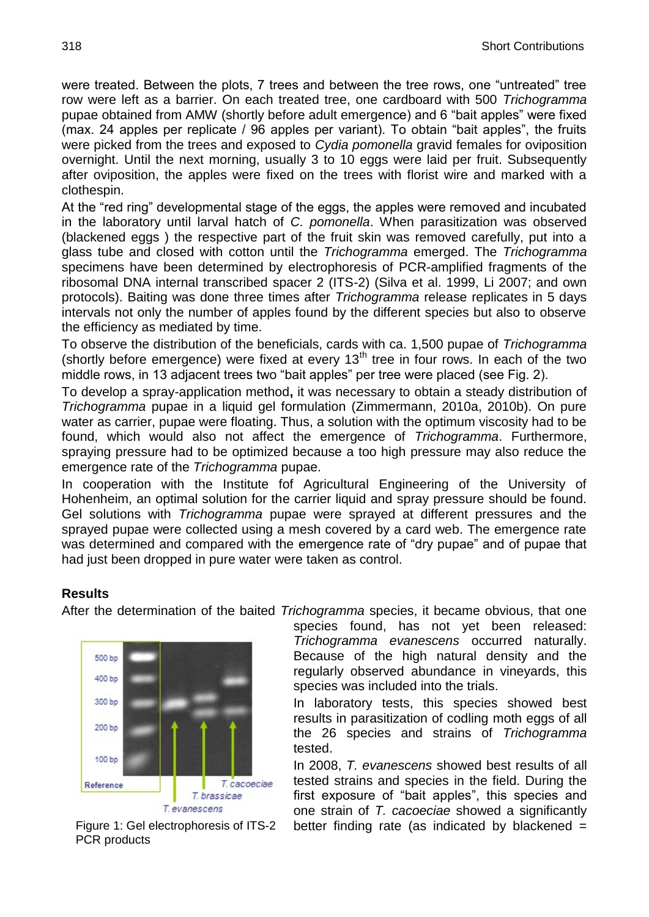were treated. Between the plots, 7 trees and between the tree rows, one "untreated" tree row were left as a barrier. On each treated tree, one cardboard with 500 *Trichogramma* pupae obtained from AMW (shortly before adult emergence) and 6 "bait apples" were fixed (max. 24 apples per replicate / 96 apples per variant). To obtain "bait apples", the fruits were picked from the trees and exposed to *Cydia pomonella* gravid females for oviposition overnight. Until the next morning, usually 3 to 10 eggs were laid per fruit. Subsequently after oviposition, the apples were fixed on the trees with florist wire and marked with a clothespin.

At the "red ring" developmental stage of the eggs, the apples were removed and incubated in the laboratory until larval hatch of *C. pomonella*. When parasitization was observed (blackened eggs ) the respective part of the fruit skin was removed carefully, put into a glass tube and closed with cotton until the *Trichogramma* emerged. The *Trichogramma* specimens have been determined by electrophoresis of PCR-amplified fragments of the ribosomal DNA internal transcribed spacer 2 (ITS-2) (Silva et al. 1999, Li 2007; and own protocols). Baiting was done three times after *Trichogramma* release replicates in 5 days intervals not only the number of apples found by the different species but also to observe the efficiency as mediated by time.

To observe the distribution of the beneficials, cards with ca. 1,500 pupae of *Trichogramma* (shortly before emergence) were fixed at every 13th tree in four rows. In each of the two middle rows, in 13 adjacent trees two "bait apples" per tree were placed (see Fig. 2).

To develop a spray-application method**,** it was necessary to obtain a steady distribution of *Trichogramma* pupae in a liquid gel formulation (Zimmermann, 2010a, 2010b). On pure water as carrier, pupae were floating. Thus, a solution with the optimum viscosity had to be found, which would also not affect the emergence of *Trichogramma*. Furthermore, spraying pressure had to be optimized because a too high pressure may also reduce the emergence rate of the *Trichogramma* pupae.

In cooperation with the Institute fof Agricultural Engineering of the University of Hohenheim, an optimal solution for the carrier liquid and spray pressure should be found. Gel solutions with *Trichogramma* pupae were sprayed at different pressures and the sprayed pupae were collected using a mesh covered by a card web. The emergence rate was determined and compared with the emergence rate of "dry pupae" and of pupae that had just been dropped in pure water were taken as control.

## Results

After the determination of the baited *Trichogramma* species, it became obvious, that one species found, has not yet been released: *Trichogramma evanescens* occurred naturally. Because of the high natural density and the regularly observed abundance in vineyards, this species was included into the trials.

In laboratory tests, this species showed best results in parasitization of codling moth eggs of all the 26 species and strains of *Trichogramma* tested.

In 2008, *T. evanescens* showed best results of all tested strains and species in the field. During the first exposure of "bait apples", this species and one strain of *T. cacoeciae* showed a significantly better finding rate (as indicated by blackened =

Figure 1: Gel electrophoresis of ITS-2 PCR products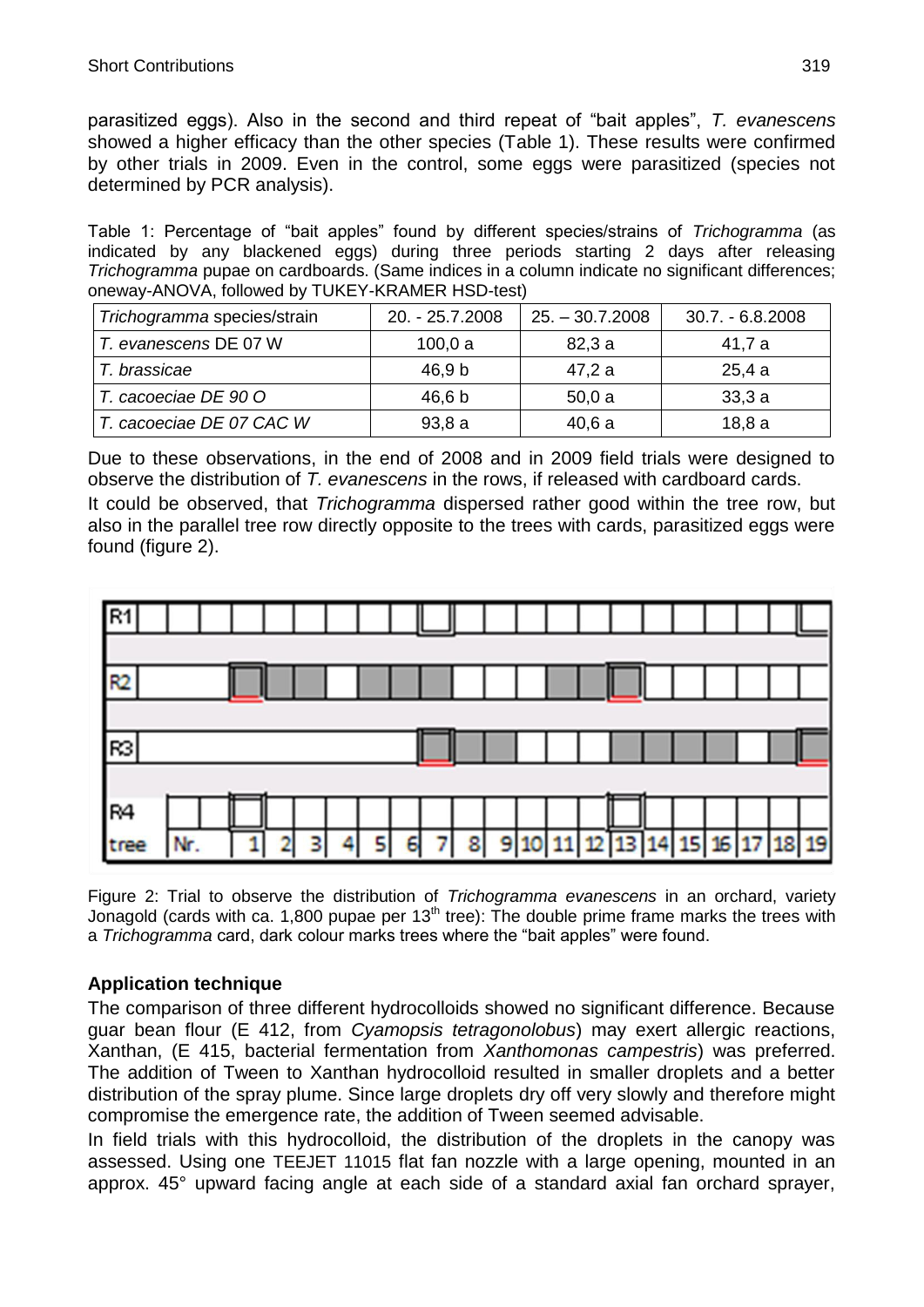parasitized eggs). Also in the second and third repeat of "bait apples", *T. evanescens* showed a higher efficacy than the other species (Table 1). These results were confirmed by other trials in 2009. Even in the control, some eggs were parasitized (species not determined by PCR analysis).

Table 1: Percentage of "bait apples" found by different species/strains of *Trichogramma* (as indicated by any blackened eggs) during three periods starting 2 days after releasing *Trichogramma* pupae on cardboards. (Same indices in a column indicate no significant differences; oneway-ANOVA, followed by TUKEY-KRAMER HSD-test)

| *Trichogramma* species/strain | 20. - 25.7.2008 | 25. – 30.7.2008 | 30.7. - 6.8.2008 |
|---|---|---|---|
| *T. evanescens* DE 07 W | 100,0 a | 82,3 a | 41,7 a |
| *T. brassicae* | 46,9 b | 47,2 a | 25,4 a |
| *T. cacoeciae DE 90 O* | 46,6 b | 50,0 a | 33,3 a |
| *T. cacoeciae DE 07 CAC W* | 93,8 a | 40,6 a | 18,8 a |

Due to these observations, in the end of 2008 and in 2009 field trials were designed to observe the distribution of *T. evanescens* in the rows, if released with cardboard cards.

It could be observed, that *Trichogramma* dispersed rather good within the tree row, but also in the parallel tree row directly opposite to the trees with cards, parasitized eggs were found (figure 2).

Figure 2: Trial to observe the distribution of *Trichogramma evanescens* in an orchard, variety Jonagold (cards with ca. 1,800 pupae per 13[th] tree): The double prime frame marks the trees with a *Trichogramma* card, dark colour marks trees where the "bait apples" were found.

## Application technique

The comparison of three different hydrocolloids showed no significant difference. Because guar bean flour (E 412, from *Cyamopsis tetragonolobus*) may exert allergic reactions, Xanthan, (E 415, bacterial fermentation from *Xanthomonas campestris*) was preferred. The addition of Tween to Xanthan hydrocolloid resulted in smaller droplets and a better distribution of the spray plume. Since large droplets dry off very slowly and therefore might compromise the emergence rate, the addition of Tween seemed advisable.

In field trials with this hydrocolloid, the distribution of the droplets in the canopy was assessed. Using one TEEJET 11015 flat fan nozzle with a large opening, mounted in an approx. 45° upward facing angle at each side of a standard axial fan orchard sprayer,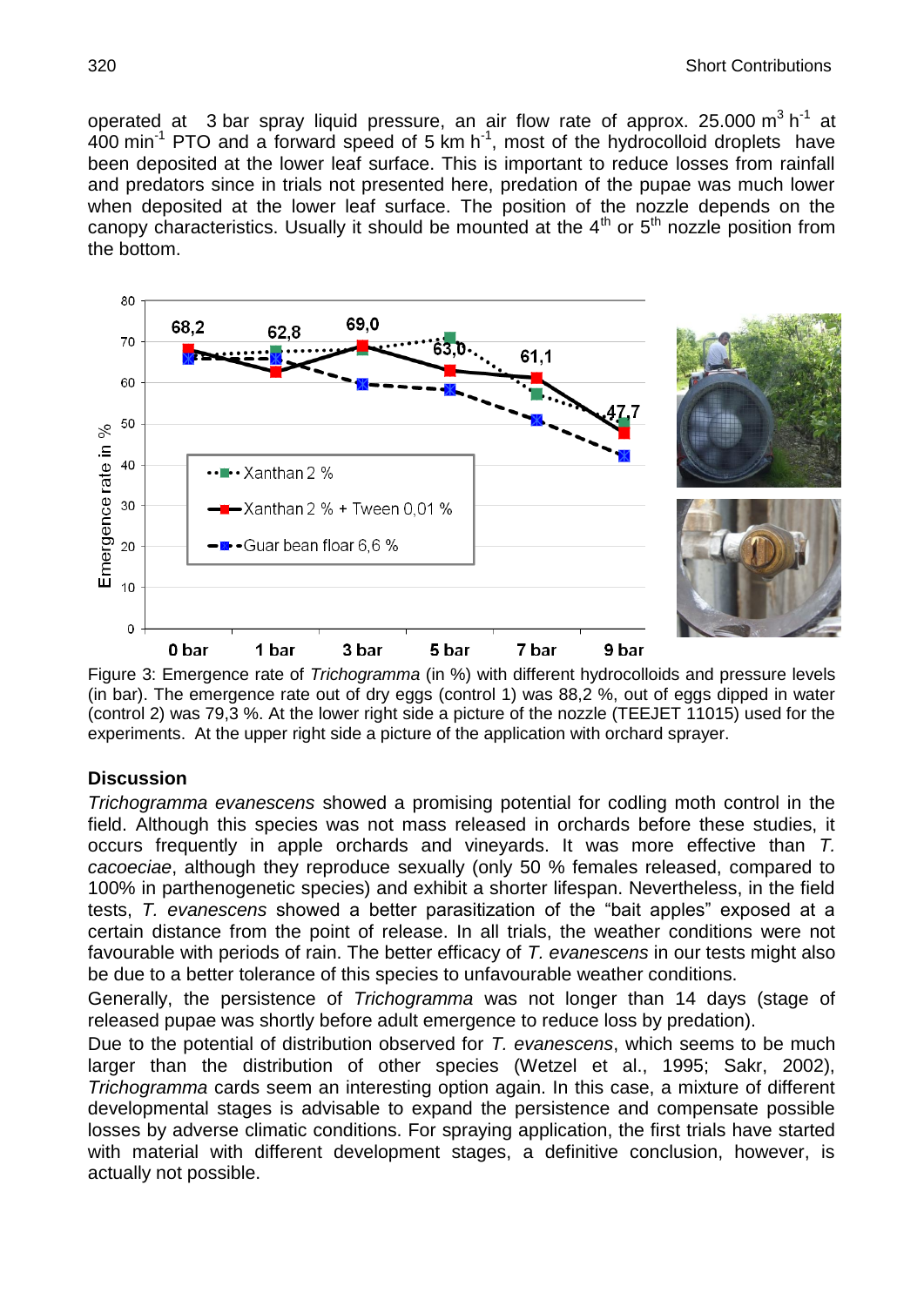operated at 3 bar spray liquid pressure, an air flow rate of approx. 25.000 $m^3 h^{-1}$ at 400 $min^{-1}$ PTO and a forward speed of 5 km $h^{-1}$, most of the hydrocolloid droplets have been deposited at the lower leaf surface. This is important to reduce losses from rainfall and predators since in trials not presented here, predation of the pupae was much lower when deposited at the lower leaf surface. The position of the nozzle depends on the canopy characteristics. Usually it should be mounted at the 4[th] or 5[th] nozzle position from the bottom.

Figure 3: Emergence rate of *Trichogramma* (in %) with different hydrocolloids and pressure levels (in bar). The emergence rate out of dry eggs (control 1) was 88,2 %, out of eggs dipped in water (control 2) was 79,3 %. At the lower right side a picture of the nozzle (TEEJET 11015) used for the experiments. At the upper right side a picture of the application with orchard sprayer.

## Discussion

*Trichogramma evanescens* showed a promising potential for codling moth control in the field. Although this species was not mass released in orchards before these studies, it occurs frequently in apple orchards and vineyards. It was more effective than *T. cacoeciae*, although they reproduce sexually (only 50 % females released, compared to 100% in parthenogenetic species) and exhibit a shorter lifespan. Nevertheless, in the field tests, *T. evanescens* showed a better parasitization of the "bait apples" exposed at a certain distance from the point of release. In all trials, the weather conditions were not favourable with periods of rain. The better efficacy of *T. evanescens* in our tests might also be due to a better tolerance of this species to unfavourable weather conditions.

Generally, the persistence of *Trichogramma* was not longer than 14 days (stage of released pupae was shortly before adult emergence to reduce loss by predation).

Due to the potential of distribution observed for *T. evanescens*, which seems to be much larger than the distribution of other species (Wetzel et al., 1995; Sakr, 2002), *Trichogramma* cards seem an interesting option again. In this case, a mixture of different developmental stages is advisable to expand the persistence and compensate possible losses by adverse climatic conditions. For spraying application, the first trials have started with material with different development stages, a definitive conclusion, however, is actually not possible.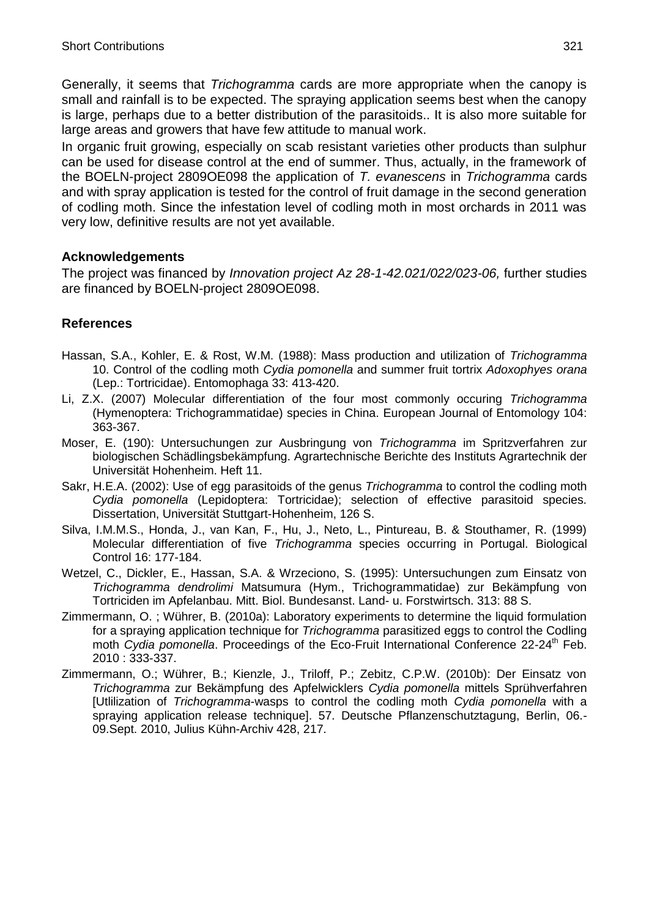Generally, it seems that *Trichogramma* cards are more appropriate when the canopy is small and rainfall is to be expected. The spraying application seems best when the canopy is large, perhaps due to a better distribution of the parasitoids.. It is also more suitable for large areas and growers that have few attitude to manual work.

In organic fruit growing, especially on scab resistant varieties other products than sulphur can be used for disease control at the end of summer. Thus, actually, in the framework of the BOELN-project 2809OE098 the application of *T. evanescens* in *Trichogramma* cards and with spray application is tested for the control of fruit damage in the second generation of codling moth. Since the infestation level of codling moth in most orchards in 2011 was very low, definitive results are not yet available.

### Acknowledgements

The project was financed by *Innovation project Az 28-1-42.021/022/023-06,* further studies are financed by BOELN-project 2809OE098.

### References

Hassan, S.A., Kohler, E. & Rost, W.M. (1988): Mass production and utilization of *Trichogramma* 10. Control of the codling moth *Cydia pomonella* and summer fruit tortrix *Adoxophyes orana* (Lep.: Tortricidae). Entomophaga 33: 413-420.

Li, Z.X. (2007) Molecular differentiation of the four most commonly occuring *Trichogramma* (Hymenoptera: Trichogrammatidae) species in China. European Journal of Entomology 104: 363-367.

Moser, E. (190): Untersuchungen zur Ausbringung von *Trichogramma* im Spritzverfahren zur biologischen Schädlingsbekämpfung. Agrartechnische Berichte des Instituts Agrartechnik der Universität Hohenheim. Heft 11.

Sakr, H.E.A. (2002): Use of egg parasitoids of the genus *Trichogramma* to control the codling moth *Cydia pomonella* (Lepidoptera: Tortricidae); selection of effective parasitoid species. Dissertation, Universität Stuttgart-Hohenheim, 126 S.

Silva, I.M.M.S., Honda, J., van Kan, F., Hu, J., Neto, L., Pintureau, B. & Stouthamer, R. (1999) Molecular differentiation of five *Trichogramma* species occurring in Portugal. Biological Control 16: 177-184.

Wetzel, C., Dickler, E., Hassan, S.A. & Wrzeciono, S. (1995): Untersuchungen zum Einsatz von *Trichogramma dendrolimi* Matsumura (Hym., Trichogrammatidae) zur Bekämpfung von Tortriciden im Apfelanbau. Mitt. Biol. Bundesanst. Land- u. Forstwirtsch. 313: 88 S.

Zimmermann, O. ; Wührer, B. (2010a): Laboratory experiments to determine the liquid formulation for a spraying application technique for *Trichogramma* parasitized eggs to control the Codling moth *Cydia pomonella*. Proceedings of the Eco-Fruit International Conference 22-24th Feb. 2010 : 333-337.

Zimmermann, O.; Wührer, B.; Kienzle, J., Triloff, P.; Zebitz, C.P.W. (2010b): Der Einsatz von *Trichogramma* zur Bekämpfung des Apfelwicklers *Cydia pomonella* mittels Sprühverfahren [Utlilization of *Trichogramma*-wasps to control the codling moth *Cydia pomonella* with a spraying application release technique]. 57. Deutsche Pflanzenschutztagung, Berlin, 06.-09.Sept. 2010, Julius Kühn-Archiv 428, 217.